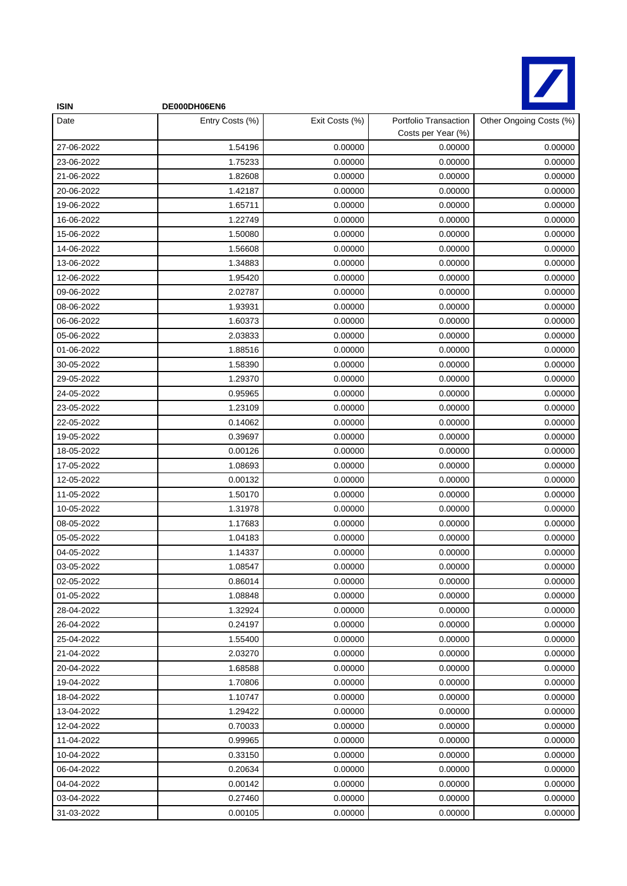**ISIN** **DE000DH06EN6**

| Date | Entry Costs (%) | Exit Costs (%) | Portfolio Transaction Costs per Year (%) | Other Ongoing Costs (%) |
|---|---|---|---|---|
| 27-06-2022 | 1.54196 | 0.00000 | 0.00000 | 0.00000 |
| 23-06-2022 | 1.75233 | 0.00000 | 0.00000 | 0.00000 |
| 21-06-2022 | 1.82608 | 0.00000 | 0.00000 | 0.00000 |
| 20-06-2022 | 1.42187 | 0.00000 | 0.00000 | 0.00000 |
| 19-06-2022 | 1.65711 | 0.00000 | 0.00000 | 0.00000 |
| 16-06-2022 | 1.22749 | 0.00000 | 0.00000 | 0.00000 |
| 15-06-2022 | 1.50080 | 0.00000 | 0.00000 | 0.00000 |
| 14-06-2022 | 1.56608 | 0.00000 | 0.00000 | 0.00000 |
| 13-06-2022 | 1.34883 | 0.00000 | 0.00000 | 0.00000 |
| 12-06-2022 | 1.95420 | 0.00000 | 0.00000 | 0.00000 |
| 09-06-2022 | 2.02787 | 0.00000 | 0.00000 | 0.00000 |
| 08-06-2022 | 1.93931 | 0.00000 | 0.00000 | 0.00000 |
| 06-06-2022 | 1.60373 | 0.00000 | 0.00000 | 0.00000 |
| 05-06-2022 | 2.03833 | 0.00000 | 0.00000 | 0.00000 |
| 01-06-2022 | 1.88516 | 0.00000 | 0.00000 | 0.00000 |
| 30-05-2022 | 1.58390 | 0.00000 | 0.00000 | 0.00000 |
| 29-05-2022 | 1.29370 | 0.00000 | 0.00000 | 0.00000 |
| 24-05-2022 | 0.95965 | 0.00000 | 0.00000 | 0.00000 |
| 23-05-2022 | 1.23109 | 0.00000 | 0.00000 | 0.00000 |
| 22-05-2022 | 0.14062 | 0.00000 | 0.00000 | 0.00000 |
| 19-05-2022 | 0.39697 | 0.00000 | 0.00000 | 0.00000 |
| 18-05-2022 | 0.00126 | 0.00000 | 0.00000 | 0.00000 |
| 17-05-2022 | 1.08693 | 0.00000 | 0.00000 | 0.00000 |
| 12-05-2022 | 0.00132 | 0.00000 | 0.00000 | 0.00000 |
| 11-05-2022 | 1.50170 | 0.00000 | 0.00000 | 0.00000 |
| 10-05-2022 | 1.31978 | 0.00000 | 0.00000 | 0.00000 |
| 08-05-2022 | 1.17683 | 0.00000 | 0.00000 | 0.00000 |
| 05-05-2022 | 1.04183 | 0.00000 | 0.00000 | 0.00000 |
| 04-05-2022 | 1.14337 | 0.00000 | 0.00000 | 0.00000 |
| 03-05-2022 | 1.08547 | 0.00000 | 0.00000 | 0.00000 |
| 02-05-2022 | 0.86014 | 0.00000 | 0.00000 | 0.00000 |
| 01-05-2022 | 1.08848 | 0.00000 | 0.00000 | 0.00000 |
| 28-04-2022 | 1.32924 | 0.00000 | 0.00000 | 0.00000 |
| 26-04-2022 | 0.24197 | 0.00000 | 0.00000 | 0.00000 |
| 25-04-2022 | 1.55400 | 0.00000 | 0.00000 | 0.00000 |
| 21-04-2022 | 2.03270 | 0.00000 | 0.00000 | 0.00000 |
| 20-04-2022 | 1.68588 | 0.00000 | 0.00000 | 0.00000 |
| 19-04-2022 | 1.70806 | 0.00000 | 0.00000 | 0.00000 |
| 18-04-2022 | 1.10747 | 0.00000 | 0.00000 | 0.00000 |
| 13-04-2022 | 1.29422 | 0.00000 | 0.00000 | 0.00000 |
| 12-04-2022 | 0.70033 | 0.00000 | 0.00000 | 0.00000 |
| 11-04-2022 | 0.99965 | 0.00000 | 0.00000 | 0.00000 |
| 10-04-2022 | 0.33150 | 0.00000 | 0.00000 | 0.00000 |
| 06-04-2022 | 0.20634 | 0.00000 | 0.00000 | 0.00000 |
| 04-04-2022 | 0.00142 | 0.00000 | 0.00000 | 0.00000 |
| 03-04-2022 | 0.27460 | 0.00000 | 0.00000 | 0.00000 |
| 31-03-2022 | 0.00105 | 0.00000 | 0.00000 | 0.00000 |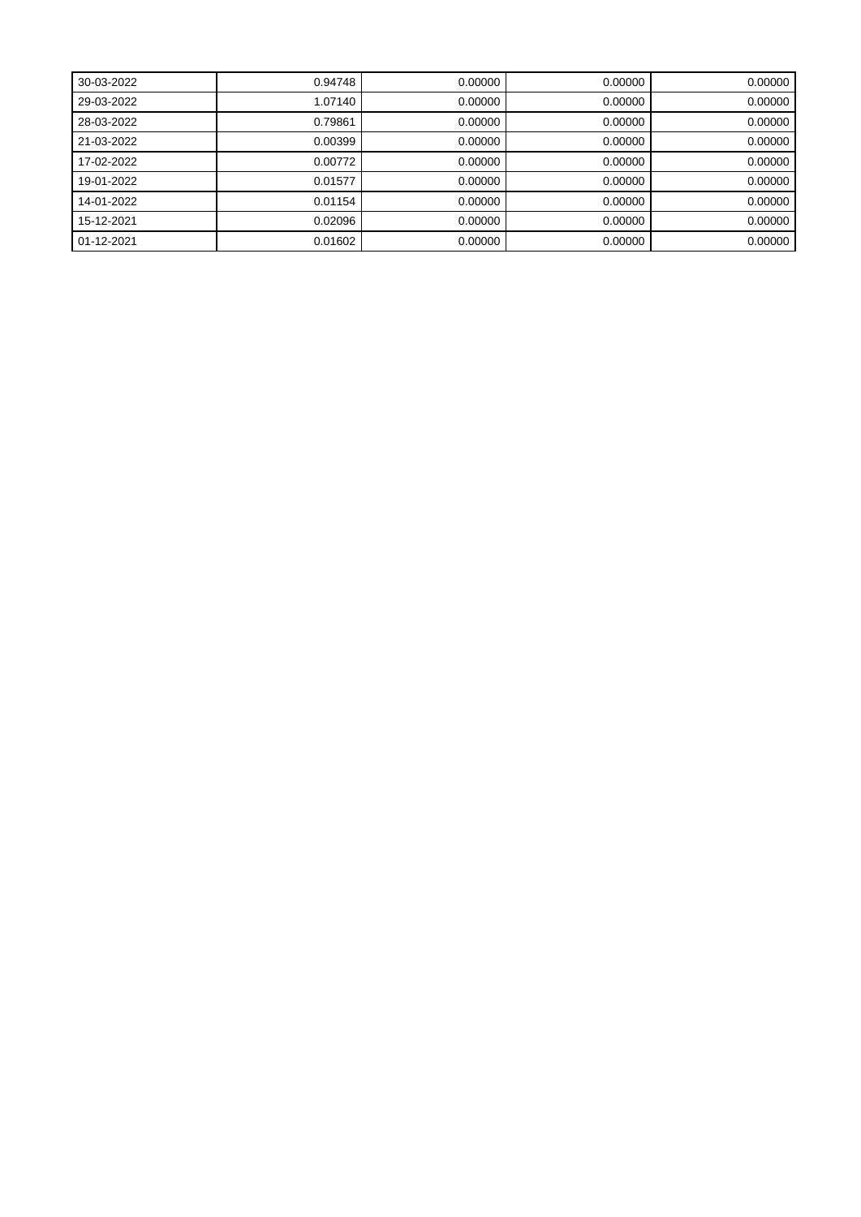| | | | | |
|---|---|---|---|---|
| 30-03-2022 | 0.94748 | 0.00000 | 0.00000 | 0.00000 |
| 29-03-2022 | 1.07140 | 0.00000 | 0.00000 | 0.00000 |
| 28-03-2022 | 0.79861 | 0.00000 | 0.00000 | 0.00000 |
| 21-03-2022 | 0.00399 | 0.00000 | 0.00000 | 0.00000 |
| 17-02-2022 | 0.00772 | 0.00000 | 0.00000 | 0.00000 |
| 19-01-2022 | 0.01577 | 0.00000 | 0.00000 | 0.00000 |
| 14-01-2022 | 0.01154 | 0.00000 | 0.00000 | 0.00000 |
| 15-12-2021 | 0.02096 | 0.00000 | 0.00000 | 0.00000 |
| 01-12-2021 | 0.01602 | 0.00000 | 0.00000 | 0.00000 |